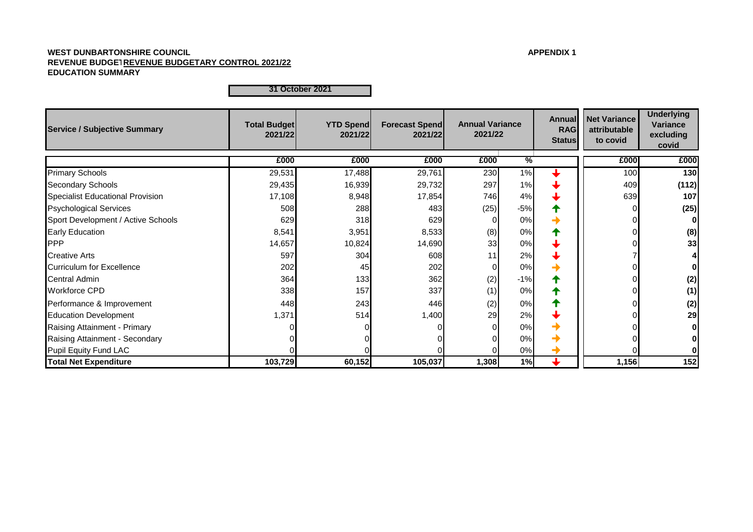**WEST DUNBARTONSHIRE COUNCIL** **APPENDIX 1**

**REVENUE BUDGETREVENUE BUDGETARY CONTROL 2021/22**

**EDUCATION SUMMARY**

**31 October 2021**

| Service / Subjective Summary | Total Budget 2021/22 | YTD Spend 2021/22 | Forecast Spend 2021/22 | Annual Variance 2021/22 | | Annual RAG Status | Net Variance attributable to covid | Underlying Variance excluding covid |
|---|---|---|---|---|---|---|---|---|
| | £000 | £000 | £000 | £000 | % | | £000 | £000 |
| Primary Schools | 29,531 | 17,488 | 29,761 | 230 | 1% | ↓ | 100 | **130** |
| Secondary Schools | 29,435 | 16,939 | 29,732 | 297 | 1% | ↓ | 409 | **(112)** |
| Specialist Educational Provision | 17,108 | 8,948 | 17,854 | 746 | 4% | ↓ | 639 | **107** |
| Psychological Services | 508 | 288 | 483 | (25) | -5% | ↑ | 0 | **(25)** |
| Sport Development / Active Schools | 629 | 318 | 629 | 0 | 0% | → | 0 | **0** |
| Early Education | 8,541 | 3,951 | 8,533 | (8) | 0% | ↑ | 0 | **(8)** |
| PPP | 14,657 | 10,824 | 14,690 | 33 | 0% | ↓ | 0 | **33** |
| Creative Arts | 597 | 304 | 608 | 11 | 2% | ↓ | 7 | **4** |
| Curriculum for Excellence | 202 | 45 | 202 | 0 | 0% | → | 0 | **0** |
| Central Admin | 364 | 133 | 362 | (2) | -1% | ↑ | 0 | **(2)** |
| Workforce CPD | 338 | 157 | 337 | (1) | 0% | ↑ | 0 | **(1)** |
| Performance & Improvement | 448 | 243 | 446 | (2) | 0% | ↑ | 0 | **(2)** |
| Education Development | 1,371 | 514 | 1,400 | 29 | 2% | ↓ | 0 | **29** |
| Raising Attainment - Primary | 0 | 0 | 0 | 0 | 0% | → | 0 | **0** |
| Raising Attainment - Secondary | 0 | 0 | 0 | 0 | 0% | → | 0 | **0** |
| Pupil Equity Fund LAC | 0 | 0 | 0 | 0 | 0% | → | 0 | **0** |
| **Total Net Expenditure** | **103,729** | **60,152** | **105,037** | **1,308** | **1%** | ↓ | **1,156** | **152** |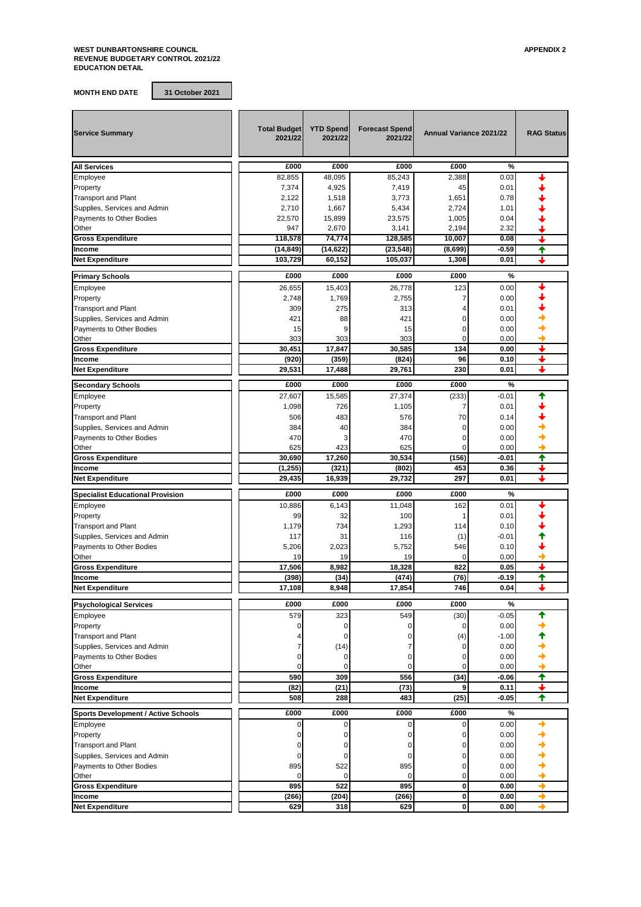**WEST DUNBARTONSHIRE COUNCIL**
**REVENUE BUDGETARY CONTROL 2021/22**
**EDUCATION DETAIL**

**APPENDIX 2**

**MONTH END DATE** | **31 October 2021**

| Service Summary | Total Budget 2021/22 | YTD Spend 2021/22 | Forecast Spend 2021/22 | Annual Variance 2021/22 | | RAG Status |
|---|---|---|---|---|---|---|
| **All Services** | £000 | £000 | £000 | £000 | % | |
| Employee | 82,855 | 48,095 | 85,243 | 2,388 | 0.03 | ↓ |
| Property | 7,374 | 4,925 | 7,419 | 45 | 0.01 | ↓ |
| Transport and Plant | 2,122 | 1,518 | 3,773 | 1,651 | 0.78 | ↓ |
| Supplies, Services and Admin | 2,710 | 1,667 | 5,434 | 2,724 | 1.01 | ↓ |
| Payments to Other Bodies | 22,570 | 15,899 | 23,575 | 1,005 | 0.04 | ↓ |
| Other | 947 | 2,670 | 3,141 | 2,194 | 2.32 | ↓ |
| **Gross Expenditure** | **118,578** | **74,774** | **128,585** | **10,007** | **0.08** | ↓ |
| **Income** | **(14,849)** | **(14,622)** | **(23,548)** | **(8,699)** | **-0.59** | ↑ |
| **Net Expenditure** | **103,729** | **60,152** | **105,037** | **1,308** | **0.01** | ↓ |
| **Primary Schools** | £000 | £000 | £000 | £000 | % | |
| Employee | 26,655 | 15,403 | 26,778 | 123 | 0.00 | ↓ |
| Property | 2,748 | 1,769 | 2,755 | 7 | 0.00 | ↓ |
| Transport and Plant | 309 | 275 | 313 | 4 | 0.01 | ↓ |
| Supplies, Services and Admin | 421 | 88 | 421 | 0 | 0.00 | → |
| Payments to Other Bodies | 15 | 9 | 15 | 0 | 0.00 | → |
| Other | 303 | 303 | 303 | 0 | 0.00 | → |
| **Gross Expenditure** | **30,451** | **17,847** | **30,585** | **134** | **0.00** | ↓ |
| **Income** | **(920)** | **(359)** | **(824)** | **96** | **0.10** | ↓ |
| **Net Expenditure** | **29,531** | **17,488** | **29,761** | **230** | **0.01** | ↓ |
| **Secondary Schools** | £000 | £000 | £000 | £000 | % | |
| Employee | 27,607 | 15,585 | 27,374 | (233) | -0.01 | ↑ |
| Property | 1,098 | 726 | 1,105 | 7 | 0.01 | ↓ |
| Transport and Plant | 506 | 483 | 576 | 70 | 0.14 | ↓ |
| Supplies, Services and Admin | 384 | 40 | 384 | 0 | 0.00 | → |
| Payments to Other Bodies | 470 | 3 | 470 | 0 | 0.00 | → |
| Other | 625 | 423 | 625 | 0 | 0.00 | → |
| **Gross Expenditure** | **30,690** | **17,260** | **30,534** | **(156)** | **-0.01** | ↑ |
| **Income** | **(1,255)** | **(321)** | **(802)** | **453** | **0.36** | ↓ |
| **Net Expenditure** | **29,435** | **16,939** | **29,732** | **297** | **0.01** | ↓ |
| **Specialist Educational Provision** | £000 | £000 | £000 | £000 | % | |
| Employee | 10,886 | 6,143 | 11,048 | 162 | 0.01 | ↓ |
| Property | 99 | 32 | 100 | 1 | 0.01 | ↓ |
| Transport and Plant | 1,179 | 734 | 1,293 | 114 | 0.10 | ↓ |
| Supplies, Services and Admin | 117 | 31 | 116 | (1) | -0.01 | ↑ |
| Payments to Other Bodies | 5,206 | 2,023 | 5,752 | 546 | 0.10 | ↓ |
| Other | 19 | 19 | 19 | 0 | 0.00 | → |
| **Gross Expenditure** | **17,506** | **8,982** | **18,328** | **822** | **0.05** | ↓ |
| **Income** | **(398)** | **(34)** | **(474)** | **(76)** | **-0.19** | ↑ |
| **Net Expenditure** | **17,108** | **8,948** | **17,854** | **746** | **0.04** | ↓ |
| **Psychological Services** | £000 | £000 | £000 | £000 | % | |
| Employee | 579 | 323 | 549 | (30) | -0.05 | ↑ |
| Property | 0 | 0 | 0 | 0 | 0.00 | → |
| Transport and Plant | 4 | 0 | 0 | (4) | -1.00 | ↑ |
| Supplies, Services and Admin | 7 | (14) | 7 | 0 | 0.00 | → |
| Payments to Other Bodies | 0 | 0 | 0 | 0 | 0.00 | → |
| Other | 0 | 0 | 0 | 0 | 0.00 | → |
| **Gross Expenditure** | **590** | **309** | **556** | **(34)** | **-0.06** | ↑ |
| **Income** | **(82)** | **(21)** | **(73)** | **9** | **0.11** | ↓ |
| **Net Expenditure** | **508** | **288** | **483** | **(25)** | **-0.05** | ↑ |
| **Sports Development / Active Schools** | £000 | £000 | £000 | £000 | % | |
| Employee | 0 | 0 | 0 | 0 | 0.00 | → |
| Property | 0 | 0 | 0 | 0 | 0.00 | → |
| Transport and Plant | 0 | 0 | 0 | 0 | 0.00 | → |
| Supplies, Services and Admin | 0 | 0 | 0 | 0 | 0.00 | → |
| Payments to Other Bodies | 895 | 522 | 895 | 0 | 0.00 | → |
| Other | 0 | 0 | 0 | 0 | 0.00 | → |
| **Gross Expenditure** | **895** | **522** | **895** | **0** | **0.00** | → |
| **Income** | **(266)** | **(204)** | **(266)** | **0** | **0.00** | → |
| **Net Expenditure** | **629** | **318** | **629** | **0** | **0.00** | → |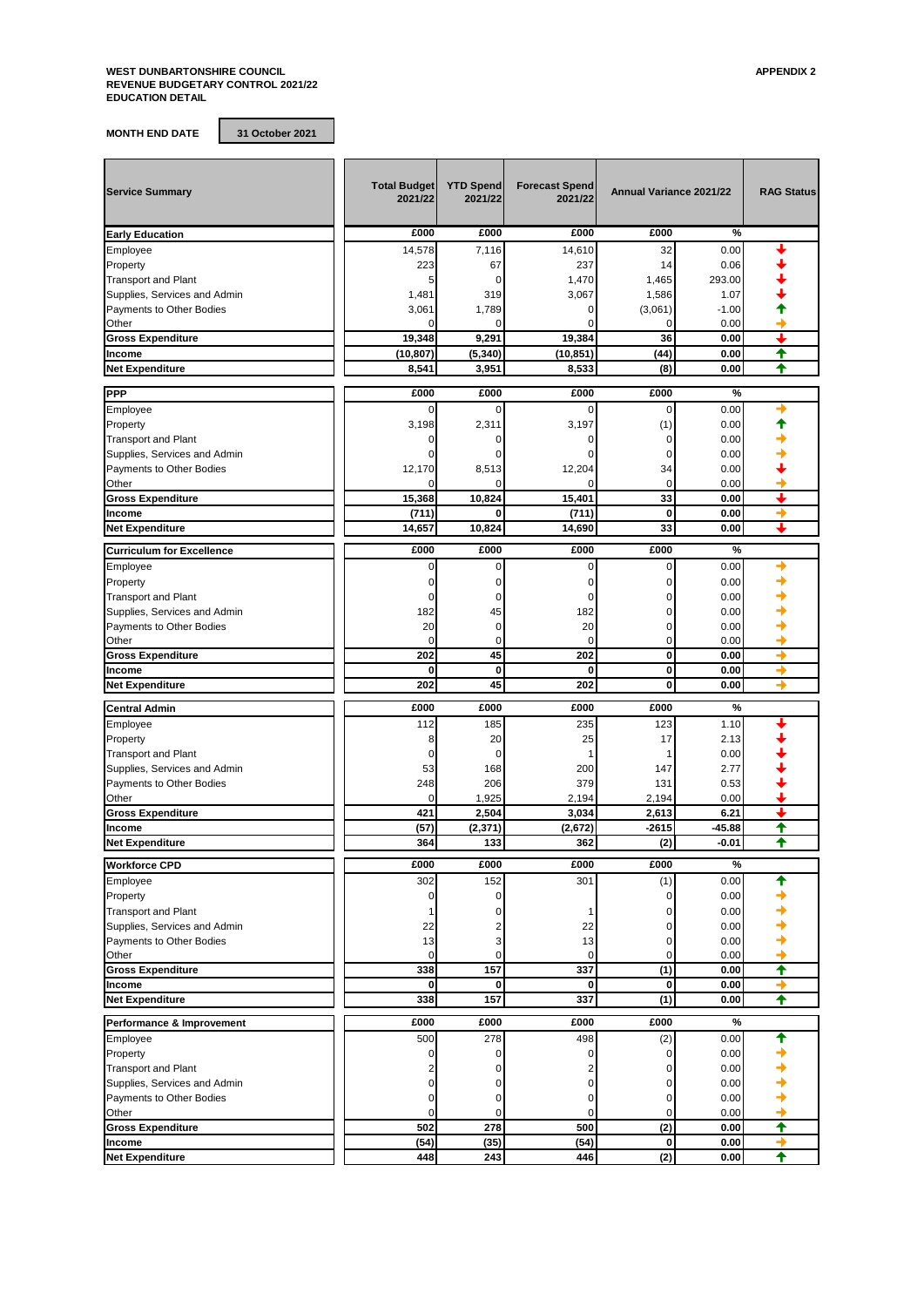**WEST DUNBARTONSHIRE COUNCIL**
**REVENUE BUDGETARY CONTROL 2021/22**
**EDUCATION DETAIL**

**APPENDIX 2**

**MONTH END DATE** | **31 October 2021**

| Service Summary | Total Budget 2021/22 | YTD Spend 2021/22 | Forecast Spend 2021/22 | Annual Variance 2021/22 | | RAG Status |
|---|---|---|---|---|---|---|
| **Early Education** | £000 | £000 | £000 | £000 | % | |
| Employee | 14,578 | 7,116 | 14,610 | 32 | 0.00 | ↓ |
| Property | 223 | 67 | 237 | 14 | 0.06 | ↓ |
| Transport and Plant | 5 | 0 | 1,470 | 1,465 | 293.00 | ↓ |
| Supplies, Services and Admin | 1,481 | 319 | 3,067 | 1,586 | 1.07 | ↓ |
| Payments to Other Bodies | 3,061 | 1,789 | 0 | (3,061) | -1.00 | ↑ |
| Other | 0 | 0 | 0 | 0 | 0.00 | → |
| **Gross Expenditure** | **19,348** | **9,291** | **19,384** | **36** | **0.00** | ↓ |
| **Income** | **(10,807)** | **(5,340)** | **(10,851)** | **(44)** | **0.00** | ↑ |
| **Net Expenditure** | **8,541** | **3,951** | **8,533** | **(8)** | **0.00** | ↑ |
| **PPP** | £000 | £000 | £000 | £000 | % | |
| Employee | 0 | 0 | 0 | 0 | 0.00 | → |
| Property | 3,198 | 2,311 | 3,197 | (1) | 0.00 | ↑ |
| Transport and Plant | 0 | 0 | 0 | 0 | 0.00 | → |
| Supplies, Services and Admin | 0 | 0 | 0 | 0 | 0.00 | → |
| Payments to Other Bodies | 12,170 | 8,513 | 12,204 | 34 | 0.00 | ↓ |
| Other | 0 | 0 | 0 | 0 | 0.00 | → |
| **Gross Expenditure** | **15,368** | **10,824** | **15,401** | **33** | **0.00** | ↓ |
| **Income** | **(711)** | **0** | **(711)** | **0** | **0.00** | → |
| **Net Expenditure** | **14,657** | **10,824** | **14,690** | **33** | **0.00** | ↓ |
| **Curriculum for Excellence** | £000 | £000 | £000 | £000 | % | |
| Employee | 0 | 0 | 0 | 0 | 0.00 | → |
| Property | 0 | 0 | 0 | 0 | 0.00 | → |
| Transport and Plant | 0 | 0 | 0 | 0 | 0.00 | → |
| Supplies, Services and Admin | 182 | 45 | 182 | 0 | 0.00 | → |
| Payments to Other Bodies | 20 | 0 | 20 | 0 | 0.00 | → |
| Other | 0 | 0 | 0 | 0 | 0.00 | → |
| **Gross Expenditure** | **202** | **45** | **202** | **0** | **0.00** | → |
| **Income** | **0** | **0** | **0** | **0** | **0.00** | → |
| **Net Expenditure** | **202** | **45** | **202** | **0** | **0.00** | → |
| **Central Admin** | £000 | £000 | £000 | £000 | % | |
| Employee | 112 | 185 | 235 | 123 | 1.10 | ↓ |
| Property | 8 | 20 | 25 | 17 | 2.13 | ↓ |
| Transport and Plant | 0 | 0 | 1 | 1 | 0.00 | ↓ |
| Supplies, Services and Admin | 53 | 168 | 200 | 147 | 2.77 | ↓ |
| Payments to Other Bodies | 248 | 206 | 379 | 131 | 0.53 | ↓ |
| Other | 0 | 1,925 | 2,194 | 2,194 | 0.00 | ↓ |
| **Gross Expenditure** | **421** | **2,504** | **3,034** | **2,613** | **6.21** | ↓ |
| **Income** | **(57)** | **(2,371)** | **(2,672)** | **-2615** | **-45.88** | ↑ |
| **Net Expenditure** | **364** | **133** | **362** | **(2)** | **-0.01** | ↑ |
| **Workforce CPD** | £000 | £000 | £000 | £000 | % | |
| Employee | 302 | 152 | 301 | (1) | 0.00 | ↑ |
| Property | 0 | 0 | | 0 | 0.00 | → |
| Transport and Plant | 1 | 0 | 1 | 0 | 0.00 | → |
| Supplies, Services and Admin | 22 | 2 | 22 | 0 | 0.00 | → |
| Payments to Other Bodies | 13 | 3 | 13 | 0 | 0.00 | → |
| Other | 0 | 0 | 0 | 0 | 0.00 | → |
| **Gross Expenditure** | **338** | **157** | **337** | **(1)** | **0.00** | ↑ |
| **Income** | **0** | **0** | **0** | **0** | **0.00** | → |
| **Net Expenditure** | **338** | **157** | **337** | **(1)** | **0.00** | ↑ |
| **Performance & Improvement** | £000 | £000 | £000 | £000 | % | |
| Employee | 500 | 278 | 498 | (2) | 0.00 | ↑ |
| Property | 0 | 0 | 0 | 0 | 0.00 | → |
| Transport and Plant | 2 | 0 | 2 | 0 | 0.00 | → |
| Supplies, Services and Admin | 0 | 0 | 0 | 0 | 0.00 | → |
| Payments to Other Bodies | 0 | 0 | 0 | 0 | 0.00 | → |
| Other | 0 | 0 | 0 | 0 | 0.00 | → |
| **Gross Expenditure** | **502** | **278** | **500** | **(2)** | **0.00** | ↑ |
| **Income** | **(54)** | **(35)** | **(54)** | **0** | **0.00** | → |
| **Net Expenditure** | **448** | **243** | **446** | **(2)** | **0.00** | ↑ |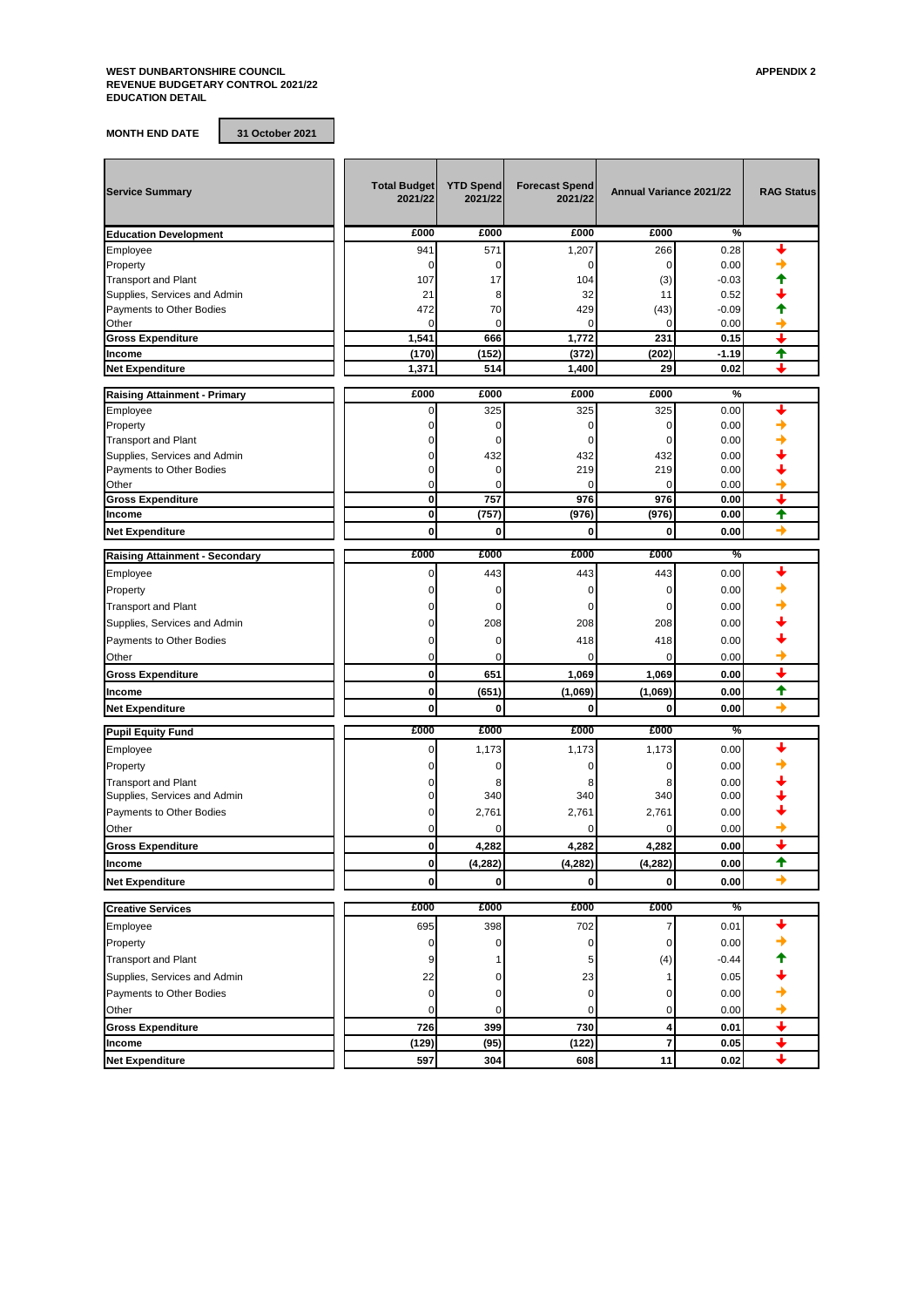**WEST DUNBARTONSHIRE COUNCIL**
**REVENUE BUDGETARY CONTROL 2021/22**
**EDUCATION DETAIL**

**APPENDIX 2**

**MONTH END DATE** | **31 October 2021**

| Service Summary | Total Budget 2021/22 | YTD Spend 2021/22 | Forecast Spend 2021/22 | Annual Variance 2021/22 | | RAG Status |
|---|---|---|---|---|---|---|
| **Education Development** | £000 | £000 | £000 | £000 | % | |
| Employee | 941 | 571 | 1,207 | 266 | 0.28 | ↓ |
| Property | 0 | 0 | 0 | 0 | 0.00 | → |
| Transport and Plant | 107 | 17 | 104 | (3) | -0.03 | ↑ |
| Supplies, Services and Admin | 21 | 8 | 32 | 11 | 0.52 | ↓ |
| Payments to Other Bodies | 472 | 70 | 429 | (43) | -0.09 | ↑ |
| Other | 0 | 0 | 0 | 0 | 0.00 | → |
| **Gross Expenditure** | **1,541** | **666** | **1,772** | **231** | **0.15** | ↓ |
| **Income** | **(170)** | **(152)** | **(372)** | **(202)** | **-1.19** | ↑ |
| **Net Expenditure** | **1,371** | **514** | **1,400** | **29** | **0.02** | ↓ |
| **Raising Attainment - Primary** | £000 | £000 | £000 | £000 | % | |
| Employee | 0 | 325 | 325 | 325 | 0.00 | ↓ |
| Property | 0 | 0 | 0 | 0 | 0.00 | → |
| Transport and Plant | 0 | 0 | 0 | 0 | 0.00 | → |
| Supplies, Services and Admin | 0 | 432 | 432 | 432 | 0.00 | ↓ |
| Payments to Other Bodies | 0 | 0 | 219 | 219 | 0.00 | ↓ |
| Other | 0 | 0 | 0 | 0 | 0.00 | → |
| **Gross Expenditure** | **0** | **757** | **976** | **976** | **0.00** | ↓ |
| **Income** | **0** | **(757)** | **(976)** | **(976)** | **0.00** | ↑ |
| **Net Expenditure** | **0** | **0** | **0** | **0** | **0.00** | → |
| **Raising Attainment - Secondary** | £000 | £000 | £000 | £000 | % | |
| Employee | 0 | 443 | 443 | 443 | 0.00 | ↓ |
| Property | 0 | 0 | 0 | 0 | 0.00 | → |
| Transport and Plant | 0 | 0 | 0 | 0 | 0.00 | → |
| Supplies, Services and Admin | 0 | 208 | 208 | 208 | 0.00 | ↓ |
| Payments to Other Bodies | 0 | 0 | 418 | 418 | 0.00 | ↓ |
| Other | 0 | 0 | 0 | 0 | 0.00 | → |
| **Gross Expenditure** | **0** | **651** | **1,069** | **1,069** | **0.00** | ↓ |
| **Income** | **0** | **(651)** | **(1,069)** | **(1,069)** | **0.00** | ↑ |
| **Net Expenditure** | **0** | **0** | **0** | **0** | **0.00** | → |
| **Pupil Equity Fund** | £000 | £000 | £000 | £000 | % | |
| Employee | 0 | 1,173 | 1,173 | 1,173 | 0.00 | ↓ |
| Property | 0 | 0 | 0 | 0 | 0.00 | → |
| Transport and Plant | 0 | 8 | 8 | 8 | 0.00 | ↓ |
| Supplies, Services and Admin | 0 | 340 | 340 | 340 | 0.00 | ↓ |
| Payments to Other Bodies | 0 | 2,761 | 2,761 | 2,761 | 0.00 | ↓ |
| Other | 0 | 0 | 0 | 0 | 0.00 | → |
| **Gross Expenditure** | **0** | **4,282** | **4,282** | **4,282** | **0.00** | ↓ |
| **Income** | **0** | **(4,282)** | **(4,282)** | **(4,282)** | **0.00** | ↑ |
| **Net Expenditure** | **0** | **0** | **0** | **0** | **0.00** | → |
| **Creative Services** | £000 | £000 | £000 | £000 | % | |
| Employee | 695 | 398 | 702 | 7 | 0.01 | ↓ |
| Property | 0 | 0 | 0 | 0 | 0.00 | → |
| Transport and Plant | 9 | 1 | 5 | (4) | -0.44 | ↑ |
| Supplies, Services and Admin | 22 | 0 | 23 | 1 | 0.05 | ↓ |
| Payments to Other Bodies | 0 | 0 | 0 | 0 | 0.00 | → |
| Other | 0 | 0 | 0 | 0 | 0.00 | → |
| **Gross Expenditure** | **726** | **399** | **730** | **4** | **0.01** | ↓ |
| **Income** | **(129)** | **(95)** | **(122)** | **7** | **0.05** | ↓ |
| **Net Expenditure** | **597** | **304** | **608** | **11** | **0.02** | ↓ |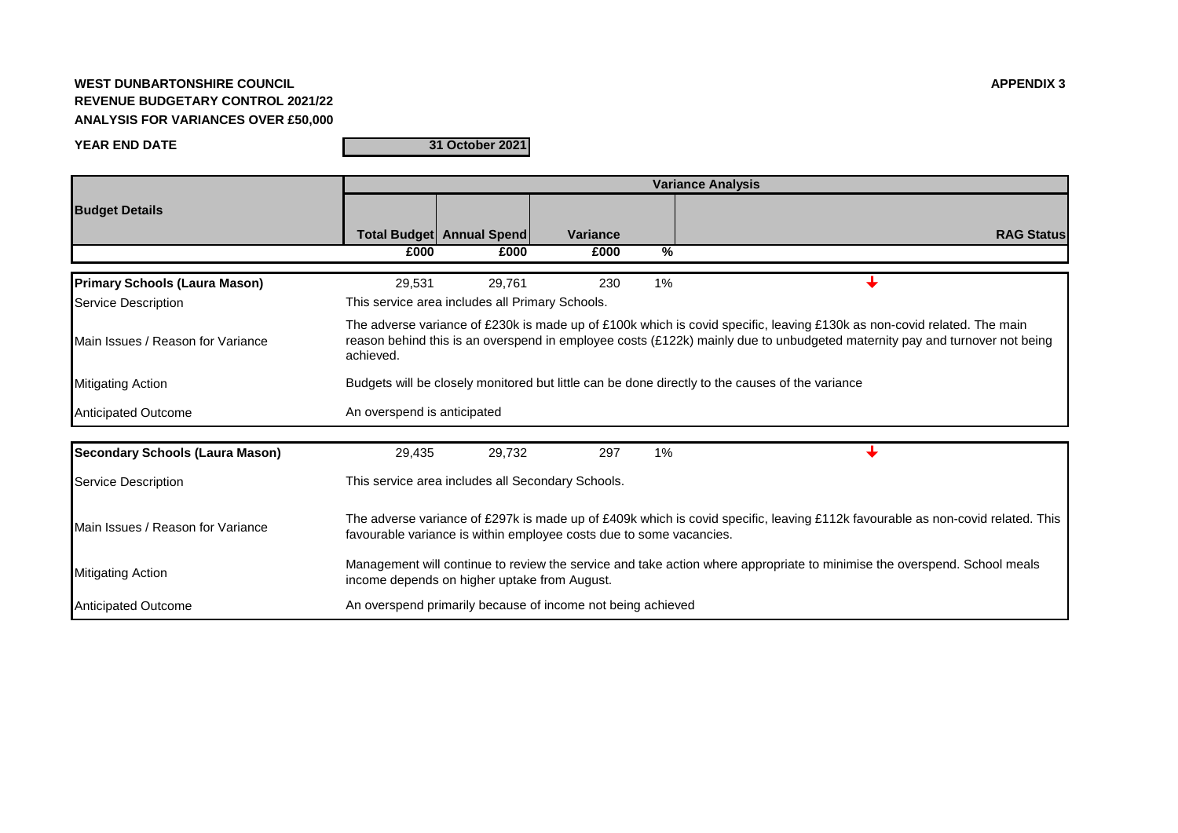**WEST DUNBARTONSHIRE COUNCIL**
**REVENUE BUDGETARY CONTROL 2021/22**
**ANALYSIS FOR VARIANCES OVER £50,000**

**APPENDIX 3**

**YEAR END DATE** | **31 October 2021**

| Budget Details | Variance Analysis | | | | |
|---|---|---|---|---|---|
| | Total Budget | Annual Spend | Variance | | RAG Status |
| | £000 | £000 | £000 | % | |
| **Primary Schools (Laura Mason)** | 29,531 | 29,761 | 230 | 1% | ↓ |
| Service Description | This service area includes all Primary Schools. | | | | |
| Main Issues / Reason for Variance | The adverse variance of £230k is made up of £100k which is covid specific, leaving £130k as non-covid related. The main reason behind this is an overspend in employee costs (£122k) mainly due to unbudgeted maternity pay and turnover not being achieved. | | | | |
| Mitigating Action | Budgets will be closely monitored but little can be done directly to the causes of the variance | | | | |
| Anticipated Outcome | An overspend is anticipated | | | | |
| **Secondary Schools (Laura Mason)** | 29,435 | 29,732 | 297 | 1% | ↓ |
| Service Description | This service area includes all Secondary Schools. | | | | |
| Main Issues / Reason for Variance | The adverse variance of £297k is made up of £409k which is covid specific, leaving £112k favourable as non-covid related. This favourable variance is within employee costs due to some vacancies. | | | | |
| Mitigating Action | Management will continue to review the service and take action where appropriate to minimise the overspend. School meals income depends on higher uptake from August. | | | | |
| Anticipated Outcome | An overspend primarily because of income not being achieved | | | | |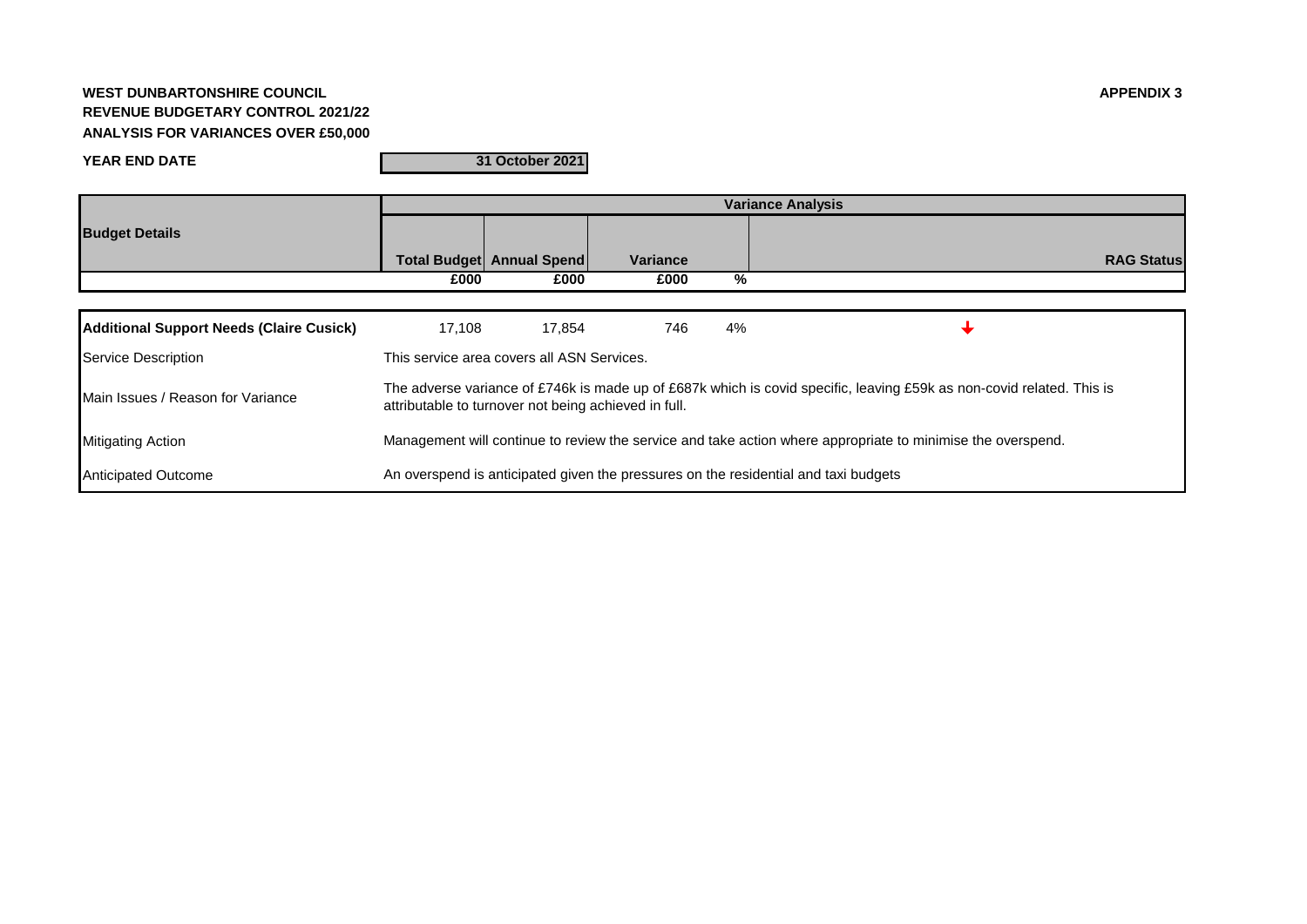**WEST DUNBARTONSHIRE COUNCIL**
**REVENUE BUDGETARY CONTROL 2021/22**
**ANALYSIS FOR VARIANCES OVER £50,000**

**APPENDIX 3**

**YEAR END DATE** | **31 October 2021**

| Budget Details | Variance Analysis | | | | |
|---|---|---|---|---|---|
| | Total Budget | Annual Spend | Variance | | RAG Status |
| | £000 | £000 | £000 | % | |
| **Additional Support Needs (Claire Cusick)** | 17,108 | 17,854 | 746 | 4% | ↓ |
| Service Description | This service area covers all ASN Services. | | | | |
| Main Issues / Reason for Variance | The adverse variance of £746k is made up of £687k which is covid specific, leaving £59k as non-covid related. This is attributable to turnover not being achieved in full. | | | | |
| Mitigating Action | Management will continue to review the service and take action where appropriate to minimise the overspend. | | | | |
| Anticipated Outcome | An overspend is anticipated given the pressures on the residential and taxi budgets | | | | |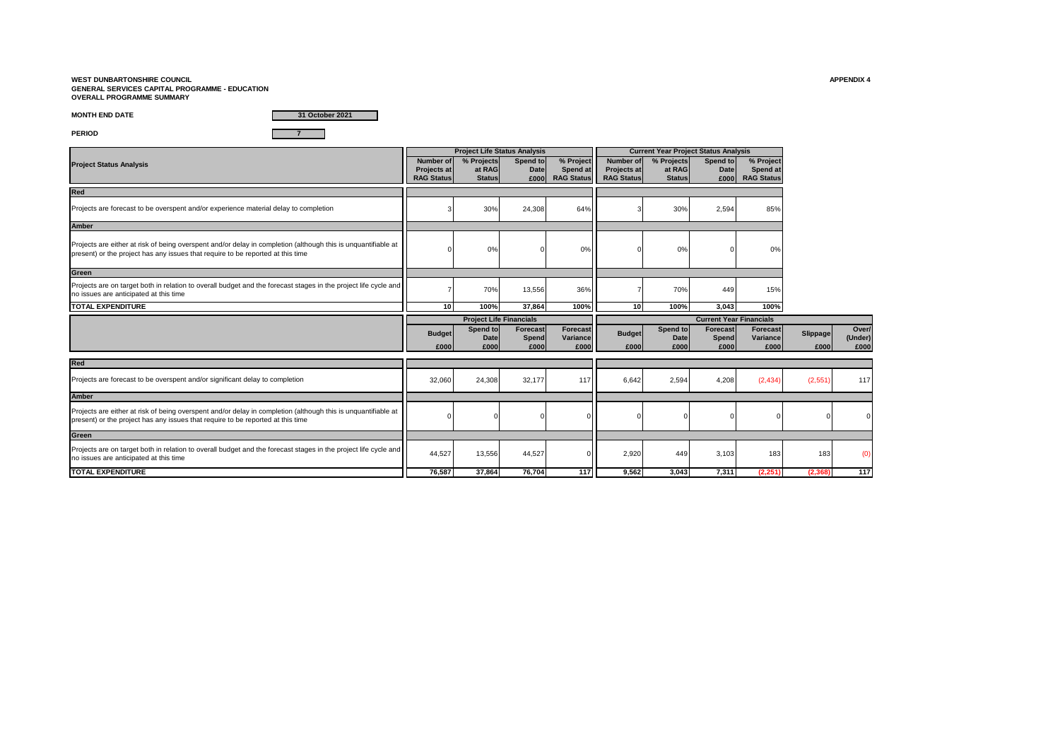**WEST DUNBARTONSHIRE COUNCIL**
**GENERAL SERVICES CAPITAL PROGRAMME - EDUCATION**
**OVERALL PROGRAMME SUMMARY**

**APPENDIX 4**

**MONTH END DATE** 31 October 2021

**PERIOD** 7

| Project Status Analysis | Project Life Status Analysis | | | | Current Year Project Status Analysis | | | |
|---|---|---|---|---|---|---|---|---|
| | Number of Projects at RAG Status | % Projects at RAG Status | Spend to Date £000 | % Project Spend at RAG Status | Number of Projects at RAG Status | % Projects at RAG Status | Spend to Date £000 | % Project Spend at RAG Status |
| **Red** | | | | | | | | |
| Projects are forecast to be overspent and/or experience material delay to completion | 3 | 30% | 24,308 | 64% | 3 | 30% | 2,594 | 85% |
| **Amber** | | | | | | | | |
| Projects are either at risk of being overspent and/or delay in completion (although this is unquantifiable at present) or the project has any issues that require to be reported at this time | 0 | 0% | 0 | 0% | 0 | 0% | 0 | 0% |
| **Green** | | | | | | | | |
| Projects are on target both in relation to overall budget and the forecast stages in the project life cycle and no issues are anticipated at this time | 7 | 70% | 13,556 | 36% | 7 | 70% | 449 | 15% |
| **TOTAL EXPENDITURE** | 10 | 100% | 37,864 | 100% | 10 | 100% | 3,043 | 100% |

| | Project Life Financials | | | | Current Year Financials | | | | | |
|---|---|---|---|---|---|---|---|---|---|---|
| | Budget £000 | Spend to Date £000 | Forecast Spend £000 | Forecast Variance £000 | Budget £000 | Spend to Date £000 | Forecast Spend £000 | Forecast Variance £000 | Slippage £000 | Over/ (Under) £000 |
| **Red** | | | | | | | | | | |
| Projects are forecast to be overspent and/or significant delay to completion | 32,060 | 24,308 | 32,177 | 117 | 6,642 | 2,594 | 4,208 | (2,434) | (2,551) | 117 |
| **Amber** | | | | | | | | | | |
| Projects are either at risk of being overspent and/or delay in completion (although this is unquantifiable at present) or the project has any issues that require to be reported at this time | 0 | 0 | 0 | 0 | 0 | 0 | 0 | 0 | 0 | 0 |
| **Green** | | | | | | | | | | |
| Projects are on target both in relation to overall budget and the forecast stages in the project life cycle and no issues are anticipated at this time | 44,527 | 13,556 | 44,527 | 0 | 2,920 | 449 | 3,103 | 183 | 183 | (0) |
| **TOTAL EXPENDITURE** | 76,587 | 37,864 | 76,704 | 117 | 9,562 | 3,043 | 7,311 | (2,251) | (2,368) | 117 |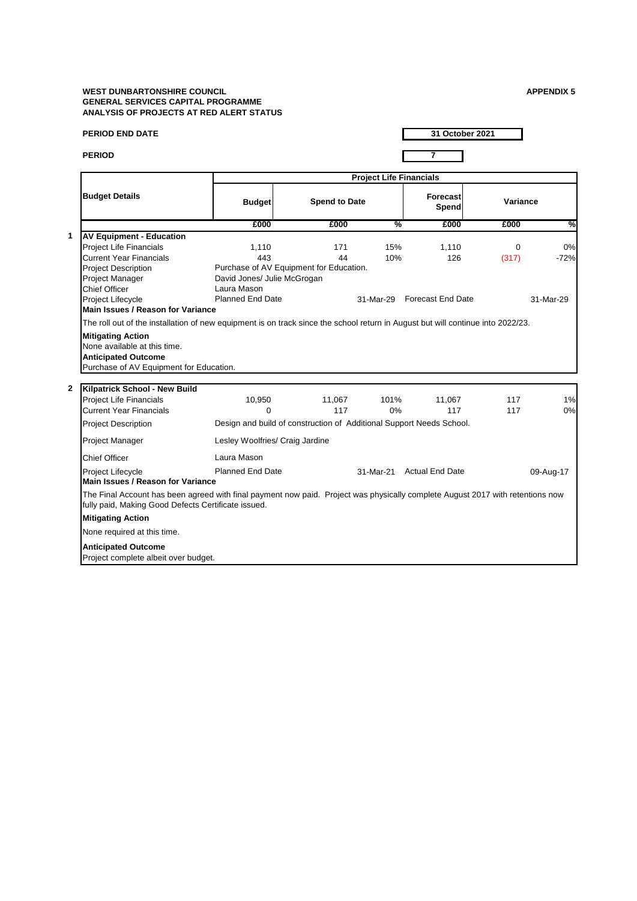**WEST DUNBARTONSHIRE COUNCIL**
**GENERAL SERVICES CAPITAL PROGRAMME**
**ANALYSIS OF PROJECTS AT RED ALERT STATUS**

**APPENDIX 5**

**PERIOD END DATE** 31 October 2021

**PERIOD** 7

| | Budget Details | Project Life Financials | | | | | |
|---|---|---|---|---|---|---|---|
| | | Budget | Spend to Date | | Forecast Spend | Variance | |
| | | £000 | £000 | % | £000 | £000 | % |
| 1 | **AV Equipment - Education** | | | | | | |
| | Project Life Financials | 1,110 | 171 | 15% | 1,110 | 0 | 0% |
| | Current Year Financials | 443 | 44 | 10% | 126 | (317) | -72% |
| | Project Description | Purchase of AV Equipment for Education. | | | | | |
| | Project Manager | David Jones/ Julie McGrogan | | | | | |
| | Chief Officer | Laura Mason | | | | | |
| | Project Lifecycle | Planned End Date | | 31-Mar-29 | Forecast End Date | | 31-Mar-29 |
| | **Main Issues / Reason for Variance** | | | | | | |
| | The roll out of the installation of new equipment is on track since the school return in August but will continue into 2022/23. | | | | | | |
| | **Mitigating Action** | | | | | | |
| | None available at this time. | | | | | | |
| | **Anticipated Outcome** | | | | | | |
| | Purchase of AV Equipment for Education. | | | | | | |
| 2 | **Kilpatrick School - New Build** | | | | | | |
| | Project Life Financials | 10,950 | 11,067 | 101% | 11,067 | 117 | 1% |
| | Current Year Financials | 0 | 117 | 0% | 117 | 117 | 0% |
| | Project Description | Design and build of construction of Additional Support Needs School. | | | | | |
| | Project Manager | Lesley Woolfries/ Craig Jardine | | | | | |
| | Chief Officer | Laura Mason | | | | | |
| | Project Lifecycle | Planned End Date | | 31-Mar-21 | Actual End Date | | 09-Aug-17 |
| | **Main Issues / Reason for Variance** | | | | | | |
| | The Final Account has been agreed with final payment now paid. Project was physically complete August 2017 with retentions now fully paid, Making Good Defects Certificate issued. | | | | | | |
| | **Mitigating Action** | | | | | | |
| | None required at this time. | | | | | | |
| | **Anticipated Outcome** | | | | | | |
| | Project complete albeit over budget. | | | | | | |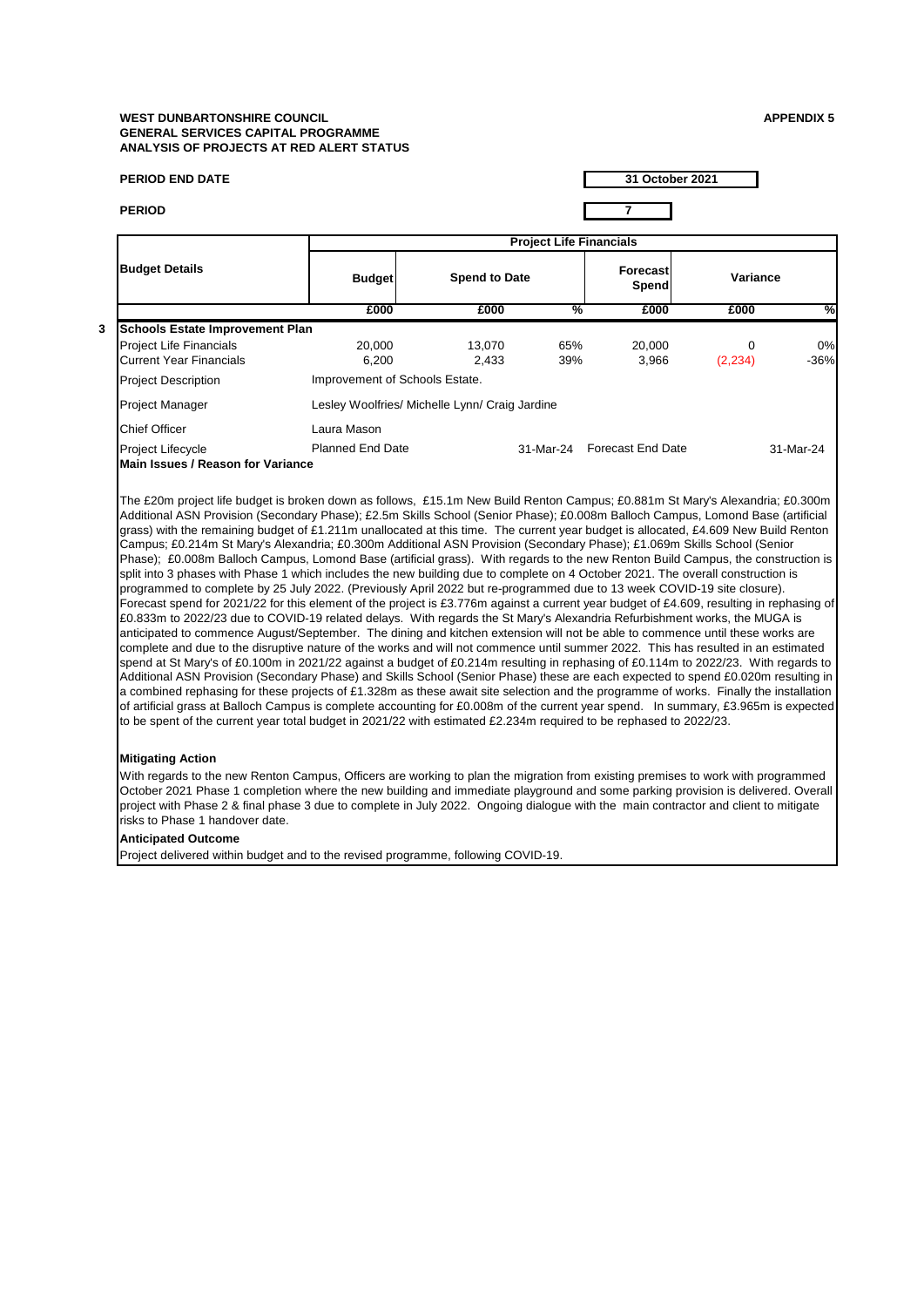**WEST DUNBARTONSHIRE COUNCIL**
**GENERAL SERVICES CAPITAL PROGRAMME**
**ANALYSIS OF PROJECTS AT RED ALERT STATUS**

**APPENDIX 5**

**PERIOD END DATE** 31 October 2021

**PERIOD** 7

| Budget Details | Project Life Financials | | | | | |
|---|---|---|---|---|---|---|
| | Budget | Spend to Date | | Forecast Spend | Variance | |
| | £000 | £000 | % | £000 | £000 | % |
| **3 Schools Estate Improvement Plan** | | | | | | |
| Project Life Financials | 20,000 | 13,070 | 65% | 20,000 | 0 | 0% |
| Current Year Financials | 6,200 | 2,433 | 39% | 3,966 | (2,234) | -36% |

| | |
|---|---|
| Project Description | Improvement of Schools Estate. |
| Project Manager | Lesley Woolfries/ Michelle Lynn/ Craig Jardine |
| Chief Officer | Laura Mason |
| Project Lifecycle | Planned End Date 31-Mar-24 Forecast End Date 31-Mar-24 |

**Main Issues / Reason for Variance**

The £20m project life budget is broken down as follows, £15.1m New Build Renton Campus; £0.881m St Mary's Alexandria; £0.300m Additional ASN Provision (Secondary Phase); £2.5m Skills School (Senior Phase); £0.008m Balloch Campus, Lomond Base (artificial grass) with the remaining budget of £1.211m unallocated at this time. The current year budget is allocated, £4.609 New Build Renton Campus; £0.214m St Mary's Alexandria; £0.300m Additional ASN Provision (Secondary Phase); £1.069m Skills School (Senior Phase); £0.008m Balloch Campus, Lomond Base (artificial grass). With regards to the new Renton Build Campus, the construction is split into 3 phases with Phase 1 which includes the new building due to complete on 4 October 2021. The overall construction is programmed to complete by 25 July 2022. (Previously April 2022 but re-programmed due to 13 week COVID-19 site closure). Forecast spend for 2021/22 for this element of the project is £3.776m against a current year budget of £4.609, resulting in rephasing of £0.833m to 2022/23 due to COVID-19 related delays. With regards the St Mary's Alexandria Refurbishment works, the MUGA is anticipated to commence August/September. The dining and kitchen extension will not be able to commence until these works are complete and due to the disruptive nature of the works and will not commence until summer 2022. This has resulted in an estimated spend at St Mary's of £0.100m in 2021/22 against a budget of £0.214m resulting in rephasing of £0.114m to 2022/23. With regards to Additional ASN Provision (Secondary Phase) and Skills School (Senior Phase) these are each expected to spend £0.020m resulting in a combined rephasing for these projects of £1.328m as these await site selection and the programme of works. Finally the installation of artificial grass at Balloch Campus is complete accounting for £0.008m of the current year spend. In summary, £3.965m is expected to be spent of the current year total budget in 2021/22 with estimated £2.234m required to be rephased to 2022/23.

**Mitigating Action**

With regards to the new Renton Campus, Officers are working to plan the migration from existing premises to work with programmed October 2021 Phase 1 completion where the new building and immediate playground and some parking provision is delivered. Overall project with Phase 2 & final phase 3 due to complete in July 2022. Ongoing dialogue with the main contractor and client to mitigate risks to Phase 1 handover date.

**Anticipated Outcome**

Project delivered within budget and to the revised programme, following COVID-19.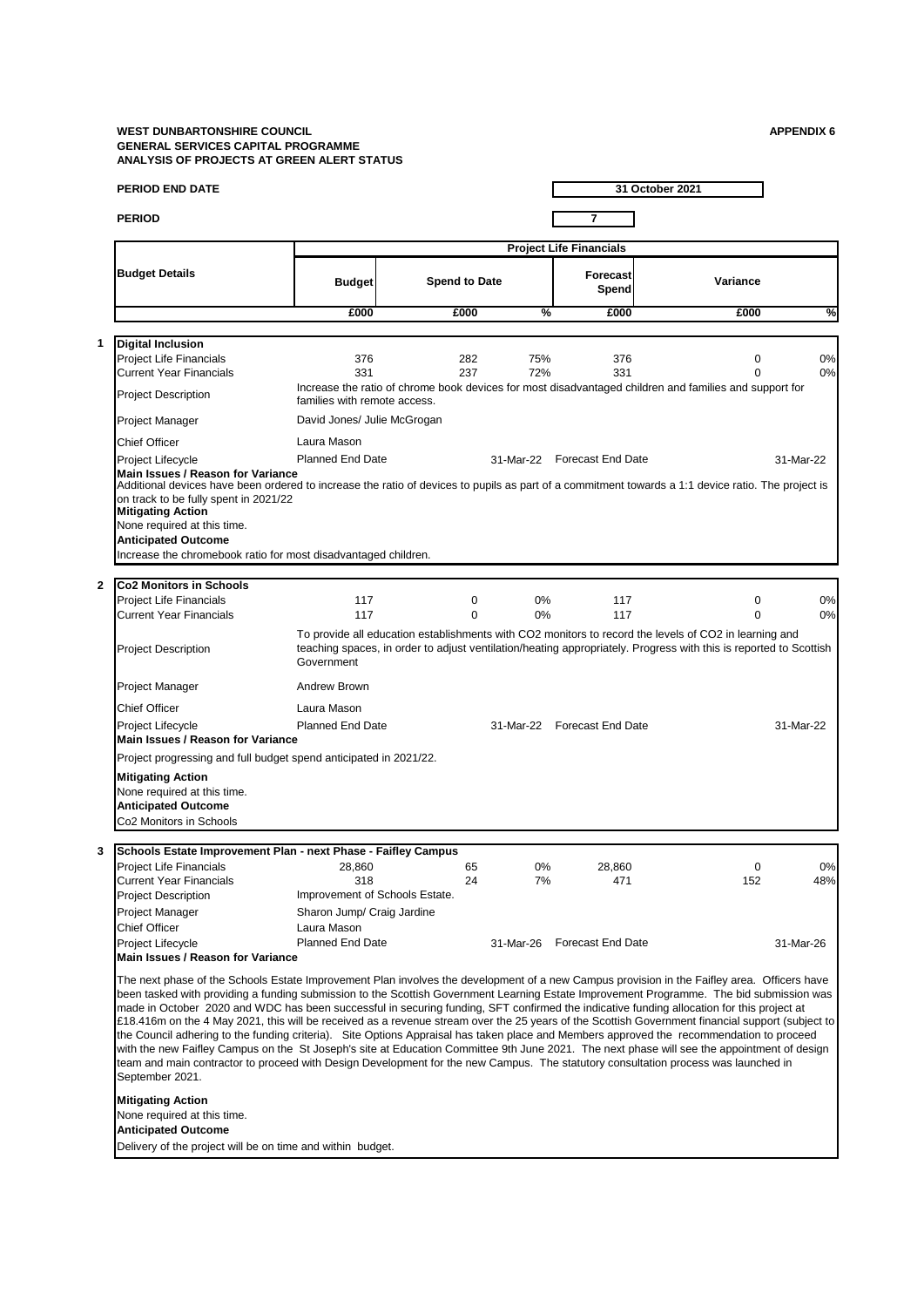**WEST DUNBARTONSHIRE COUNCIL**
**GENERAL SERVICES CAPITAL PROGRAMME**
**ANALYSIS OF PROJECTS AT GREEN ALERT STATUS**

**APPENDIX 6**

**PERIOD END DATE** 31 October 2021

**PERIOD** 7

| Budget Details | Project Life Financials | | | | | |
|---|---|---|---|---|---|---|
| | Budget | Spend to Date | | Forecast Spend | Variance | |
| | £000 | £000 | % | £000 | £000 | % |

**1 Digital Inclusion**

| | | | | | | |
|---|---|---|---|---|---|---|
| Project Life Financials | 376 | 282 | 75% | 376 | 0 | 0% |
| Current Year Financials | 331 | 237 | 72% | 331 | 0 | 0% |

Project Description: Increase the ratio of chrome book devices for most disadvantaged children and families and support for families with remote access.

Project Manager: David Jones/ Julie McGrogan

Chief Officer: Laura Mason

Project Lifecycle: Planned End Date 31-Mar-22 Forecast End Date 31-Mar-22

**Main Issues / Reason for Variance**
Additional devices have been ordered to increase the ratio of devices to pupils as part of a commitment towards a 1:1 device ratio. The project is on track to be fully spent in 2021/22

**Mitigating Action**
None required at this time.

**Anticipated Outcome**
Increase the chromebook ratio for most disadvantaged children.

**2 Co2 Monitors in Schools**

| | | | | | | |
|---|---|---|---|---|---|---|
| Project Life Financials | 117 | 0 | 0% | 117 | 0 | 0% |
| Current Year Financials | 117 | 0 | 0% | 117 | 0 | 0% |

Project Description: To provide all education establishments with CO2 monitors to record the levels of CO2 in learning and teaching spaces, in order to adjust ventilation/heating appropriately. Progress with this is reported to Scottish Government

Project Manager: Andrew Brown

Chief Officer: Laura Mason

Project Lifecycle: Planned End Date 31-Mar-22 Forecast End Date 31-Mar-22

**Main Issues / Reason for Variance**
Project progressing and full budget spend anticipated in 2021/22.

**Mitigating Action**
None required at this time.

**Anticipated Outcome**
Co2 Monitors in Schools

**3 Schools Estate Improvement Plan - next Phase - Faifley Campus**

| | | | | | | |
|---|---|---|---|---|---|---|
| Project Life Financials | 28,860 | 65 | 0% | 28,860 | 0 | 0% |
| Current Year Financials | 318 | 24 | 7% | 471 | 152 | 48% |

Project Description: Improvement of Schools Estate.

Project Manager: Sharon Jump/ Craig Jardine

Chief Officer: Laura Mason

Project Lifecycle: Planned End Date 31-Mar-26 Forecast End Date 31-Mar-26

**Main Issues / Reason for Variance**

The next phase of the Schools Estate Improvement Plan involves the development of a new Campus provision in the Faifley area. Officers have been tasked with providing a funding submission to the Scottish Government Learning Estate Improvement Programme. The bid submission was made in October 2020 and WDC has been successful in securing funding, SFT confirmed the indicative funding allocation for this project at £18.416m on the 4 May 2021, this will be received as a revenue stream over the 25 years of the Scottish Government financial support (subject to the Council adhering to the funding criteria). Site Options Appraisal has taken place and Members approved the recommendation to proceed with the new Faifley Campus on the St Joseph's site at Education Committee 9th June 2021. The next phase will see the appointment of design team and main contractor to proceed with Design Development for the new Campus. The statutory consultation process was launched in September 2021.

**Mitigating Action**
None required at this time.

**Anticipated Outcome**
Delivery of the project will be on time and within budget.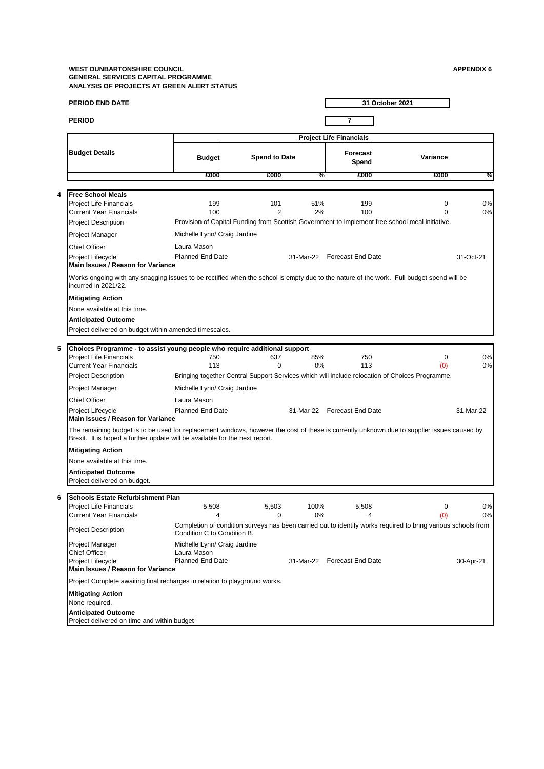**WEST DUNBARTONSHIRE COUNCIL**
**GENERAL SERVICES CAPITAL PROGRAMME**
**ANALYSIS OF PROJECTS AT GREEN ALERT STATUS**

**APPENDIX 6**

**PERIOD END DATE** | **31 October 2021**

**PERIOD** | **7**

| Budget Details | Project Life Financials | | | | | |
|---|---|---|---|---|---|---|
| | Budget | Spend to Date | | Forecast Spend | Variance | |
| | £000 | £000 | % | £000 | £000 | % |

**4 Free School Meals**

| | | | | | | |
|---|---|---|---|---|---|---|
| Project Life Financials | 199 | 101 | 51% | 199 | 0 | 0% |
| Current Year Financials | 100 | 2 | 2% | 100 | 0 | 0% |

Project Description: Provision of Capital Funding from Scottish Government to implement free school meal initiative.

Project Manager: Michelle Lynn/ Craig Jardine

Chief Officer: Laura Mason

Project Lifecycle: Planned End Date 31-Mar-22 | Forecast End Date 31-Oct-21

**Main Issues / Reason for Variance**

Works ongoing with any snagging issues to be rectified when the school is empty due to the nature of the work. Full budget spend will be incurred in 2021/22.

**Mitigating Action**

None available at this time.

**Anticipated Outcome**

Project delivered on budget within amended timescales.

**5 Choices Programme - to assist young people who require additional support**

| | | | | | | |
|---|---|---|---|---|---|---|
| Project Life Financials | 750 | 637 | 85% | 750 | 0 | 0% |
| Current Year Financials | 113 | 0 | 0% | 113 | (0) | 0% |

Project Description: Bringing together Central Support Services which will include relocation of Choices Programme.

Project Manager: Michelle Lynn/ Craig Jardine

Chief Officer: Laura Mason

Project Lifecycle: Planned End Date 31-Mar-22 | Forecast End Date 31-Mar-22

**Main Issues / Reason for Variance**

The remaining budget is to be used for replacement windows, however the cost of these is currently unknown due to supplier issues caused by Brexit. It is hoped a further update will be available for the next report.

**Mitigating Action**

None available at this time.

**Anticipated Outcome**

Project delivered on budget.

**6 Schools Estate Refurbishment Plan**

| | | | | | | |
|---|---|---|---|---|---|---|
| Project Life Financials | 5,508 | 5,503 | 100% | 5,508 | 0 | 0% |
| Current Year Financials | 4 | 0 | 0% | 4 | (0) | 0% |

Project Description: Completion of condition surveys has been carried out to identify works required to bring various schools from Condition C to Condition B.

Project Manager: Michelle Lynn/ Craig Jardine

Chief Officer: Laura Mason

Project Lifecycle: Planned End Date 31-Mar-22 | Forecast End Date 30-Apr-21

**Main Issues / Reason for Variance**

Project Complete awaiting final recharges in relation to playground works.

**Mitigating Action**

None required.

**Anticipated Outcome**

Project delivered on time and within budget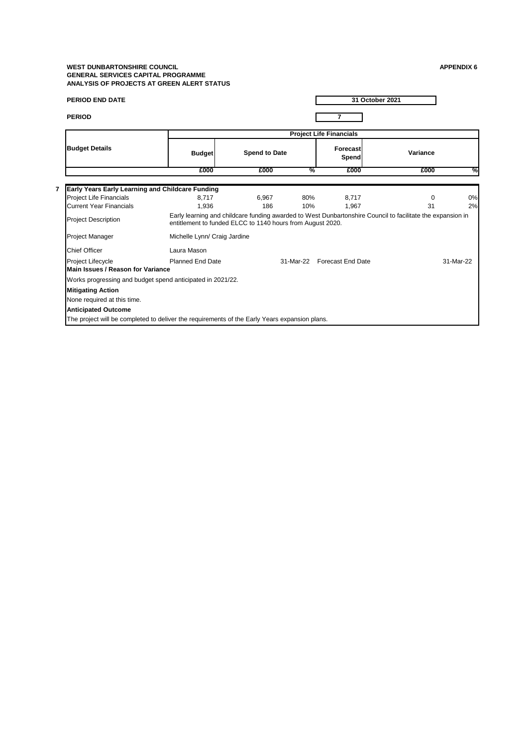**WEST DUNBARTONSHIRE COUNCIL**
**GENERAL SERVICES CAPITAL PROGRAMME**
**ANALYSIS OF PROJECTS AT GREEN ALERT STATUS**

**APPENDIX 6**

**PERIOD END DATE** 31 October 2021

**PERIOD** 7

| Budget Details | Project Life Financials | | | | | |
|---|---|---|---|---|---|---|
| | Budget | Spend to Date | | Forecast Spend | Variance | |
| | £000 | £000 | % | £000 | £000 | % |
| **7 Early Years Early Learning and Childcare Funding** | | | | | | |
| Project Life Financials | 8,717 | 6,967 | 80% | 8,717 | 0 | 0% |
| Current Year Financials | 1,936 | 186 | 10% | 1,967 | 31 | 2% |
| Project Description | Early learning and childcare funding awarded to West Dunbartonshire Council to facilitate the expansion in entitlement to funded ELCC to 1140 hours from August 2020. | | | | | |
| Project Manager | Michelle Lynn/ Craig Jardine | | | | | |
| Chief Officer | Laura Mason | | | | | |
| Project Lifecycle | Planned End Date | | 31-Mar-22 | Forecast End Date | | 31-Mar-22 |

**Main Issues / Reason for Variance**

Works progressing and budget spend anticipated in 2021/22.

**Mitigating Action**

None required at this time.

**Anticipated Outcome**

The project will be completed to deliver the requirements of the Early Years expansion plans.